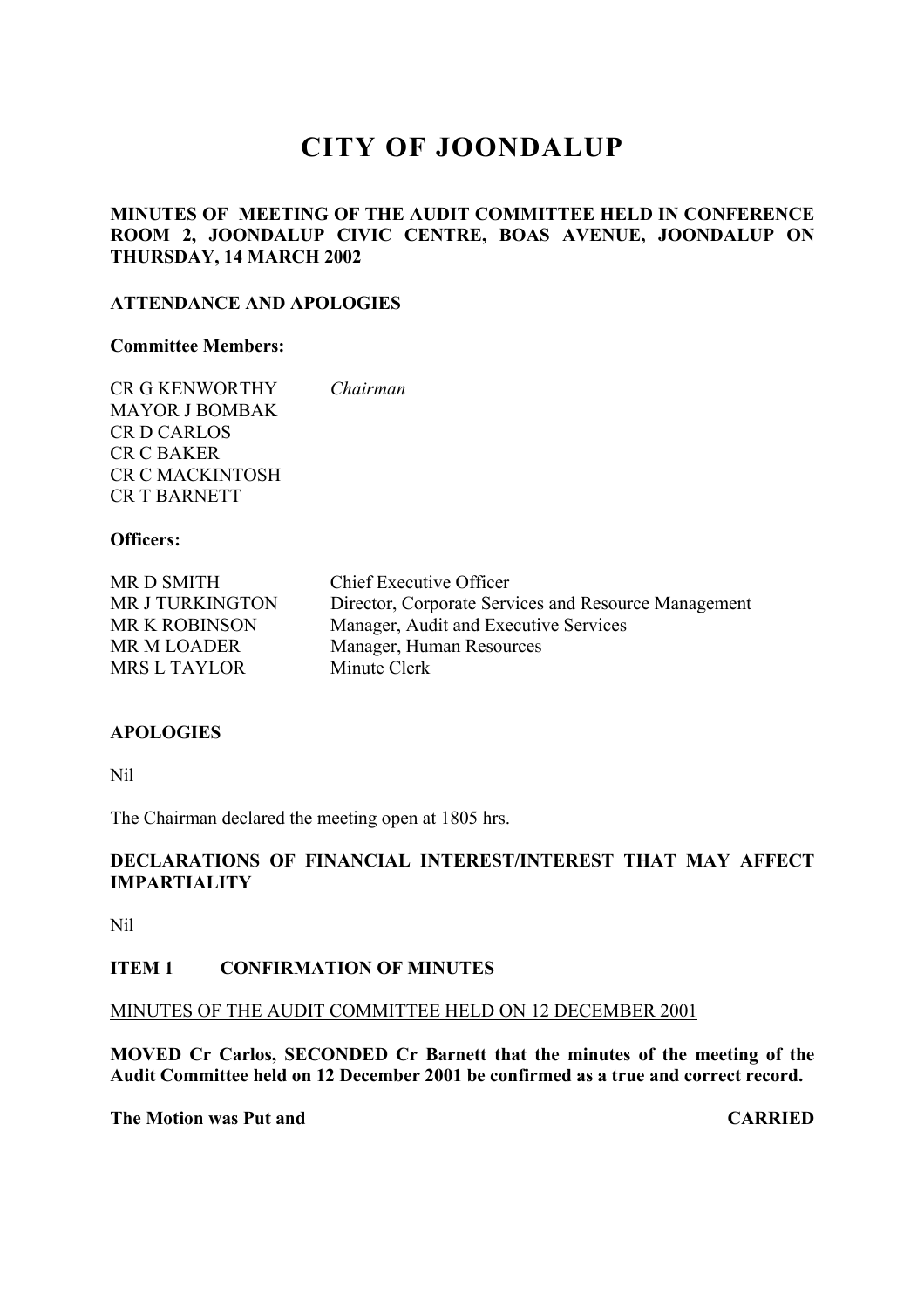# CITY OF JOONDALUP

**MINUTES OF MEETING OF THE AUDIT COMMITTEE HELD IN CONFERENCE ROOM 2, JOONDALUP CIVIC CENTRE, BOAS AVENUE, JOONDALUP ON THURSDAY, 14 MARCH 2002**

**ATTENDANCE AND APOLOGIES**

**Committee Members:**

| | |
|---|---|
| CR G KENWORTHY | *Chairman* |
| MAYOR J BOMBAK | |
| CR D CARLOS | |
| CR C BAKER | |
| CR C MACKINTOSH | |
| CR T BARNETT | |

**Officers:**

| | |
|---|---|
| MR D SMITH | Chief Executive Officer |
| MR J TURKINGTON | Director, Corporate Services and Resource Management |
| MR K ROBINSON | Manager, Audit and Executive Services |
| MR M LOADER | Manager, Human Resources |
| MRS L TAYLOR | Minute Clerk |

**APOLOGIES**

Nil

The Chairman declared the meeting open at 1805 hrs.

**DECLARATIONS OF FINANCIAL INTEREST/INTEREST THAT MAY AFFECT IMPARTIALITY**

Nil

**ITEM 1 CONFIRMATION OF MINUTES**

MINUTES OF THE AUDIT COMMITTEE HELD ON 12 DECEMBER 2001

**MOVED Cr Carlos, SECONDED Cr Barnett that the minutes of the meeting of the Audit Committee held on 12 December 2001 be confirmed as a true and correct record.**

**The Motion was Put and CARRIED**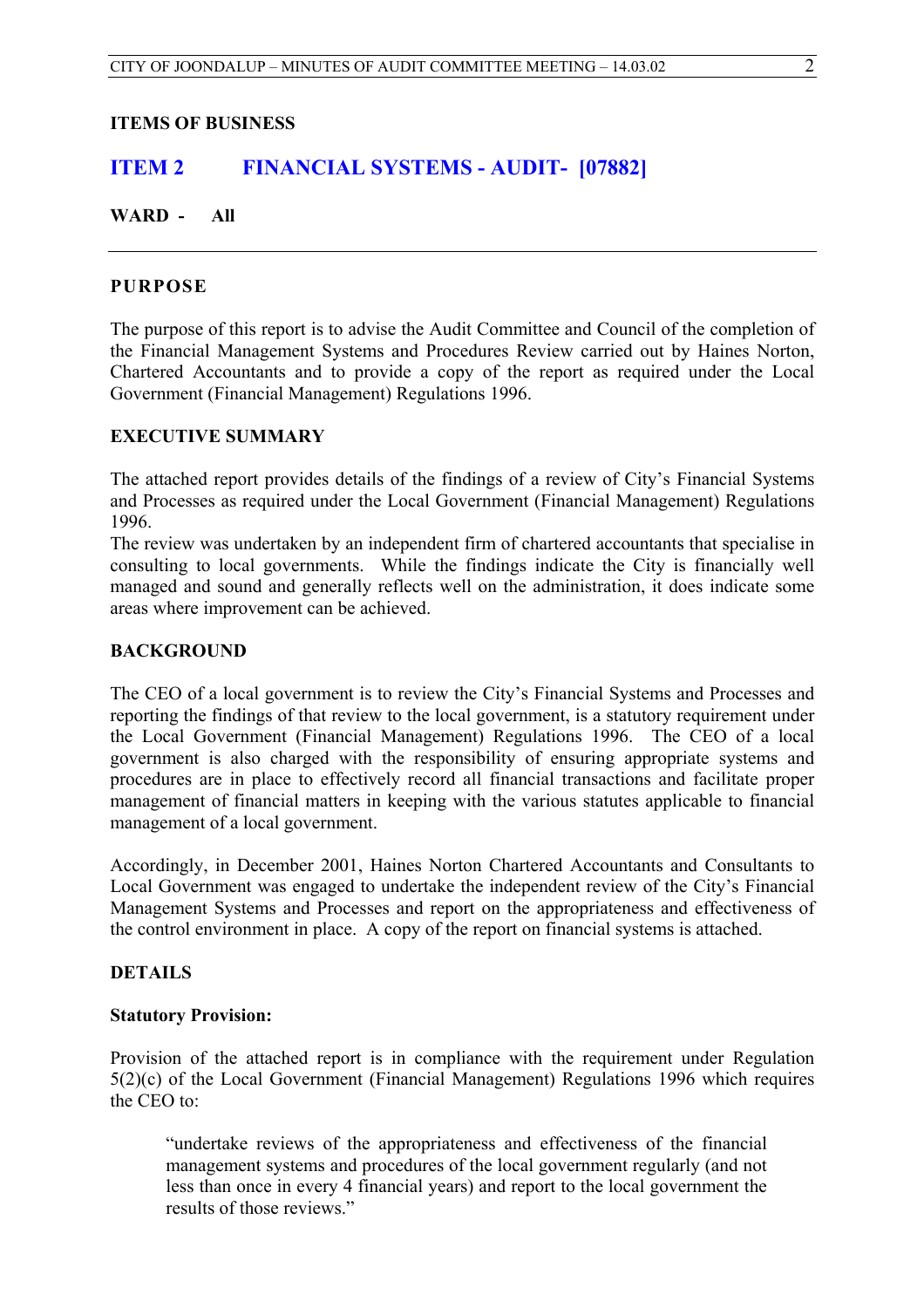**ITEMS OF BUSINESS**

## ITEM 2 FINANCIAL SYSTEMS - AUDIT- [07882]

**WARD - All**

---

### PURPOSE

The purpose of this report is to advise the Audit Committee and Council of the completion of the Financial Management Systems and Procedures Review carried out by Haines Norton, Chartered Accountants and to provide a copy of the report as required under the Local Government (Financial Management) Regulations 1996.

### EXECUTIVE SUMMARY

The attached report provides details of the findings of a review of City's Financial Systems and Processes as required under the Local Government (Financial Management) Regulations 1996.

The review was undertaken by an independent firm of chartered accountants that specialise in consulting to local governments. While the findings indicate the City is financially well managed and sound and generally reflects well on the administration, it does indicate some areas where improvement can be achieved.

### BACKGROUND

The CEO of a local government is to review the City's Financial Systems and Processes and reporting the findings of that review to the local government, is a statutory requirement under the Local Government (Financial Management) Regulations 1996. The CEO of a local government is also charged with the responsibility of ensuring appropriate systems and procedures are in place to effectively record all financial transactions and facilitate proper management of financial matters in keeping with the various statutes applicable to financial management of a local government.

Accordingly, in December 2001, Haines Norton Chartered Accountants and Consultants to Local Government was engaged to undertake the independent review of the City's Financial Management Systems and Processes and report on the appropriateness and effectiveness of the control environment in place. A copy of the report on financial systems is attached.

### DETAILS

**Statutory Provision:**

Provision of the attached report is in compliance with the requirement under Regulation 5(2)(c) of the Local Government (Financial Management) Regulations 1996 which requires the CEO to:

> "undertake reviews of the appropriateness and effectiveness of the financial management systems and procedures of the local government regularly (and not less than once in every 4 financial years) and report to the local government the results of those reviews."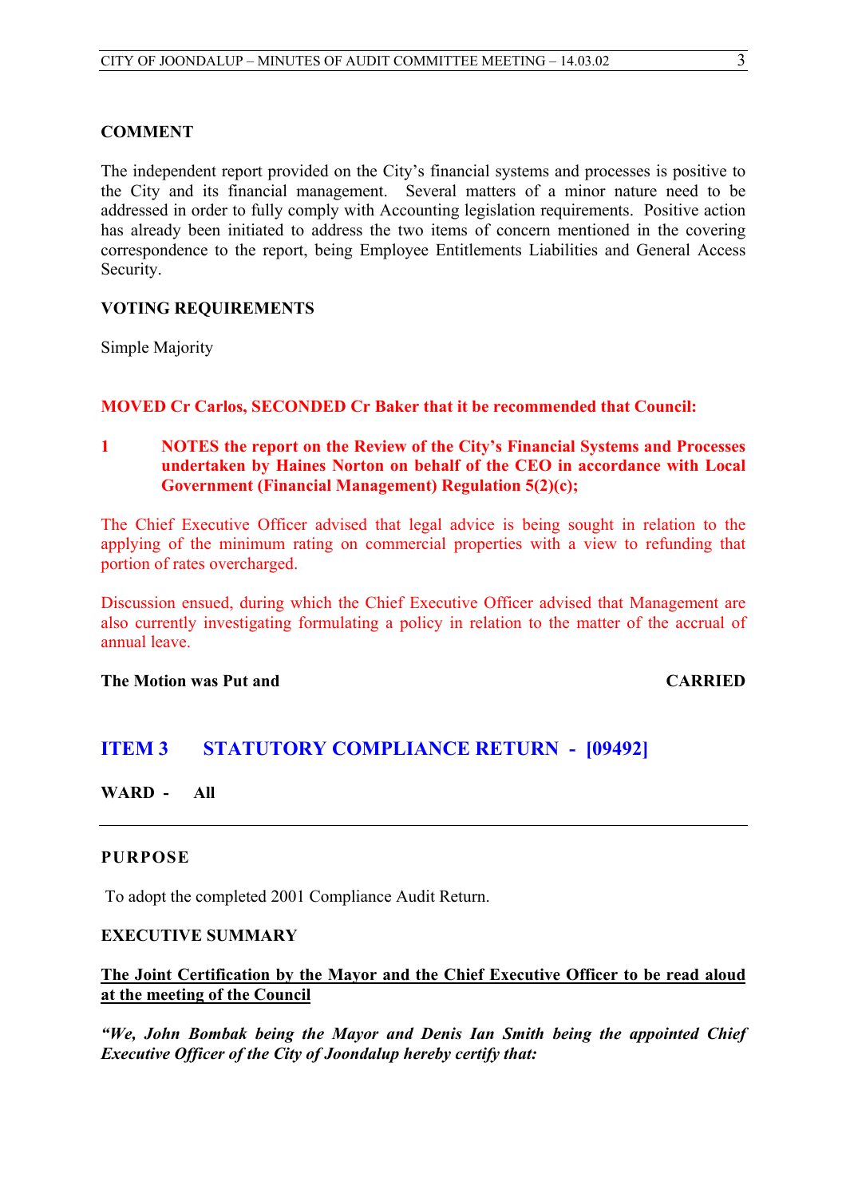**COMMENT**

The independent report provided on the City's financial systems and processes is positive to the City and its financial management. Several matters of a minor nature need to be addressed in order to fully comply with Accounting legislation requirements. Positive action has already been initiated to address the two items of concern mentioned in the covering correspondence to the report, being Employee Entitlements Liabilities and General Access Security.

**VOTING REQUIREMENTS**

Simple Majority

**MOVED Cr Carlos, SECONDED Cr Baker that it be recommended that Council:**

**1 NOTES the report on the Review of the City's Financial Systems and Processes undertaken by Haines Norton on behalf of the CEO in accordance with Local Government (Financial Management) Regulation 5(2)(c);**

The Chief Executive Officer advised that legal advice is being sought in relation to the applying of the minimum rating on commercial properties with a view to refunding that portion of rates overcharged.

Discussion ensued, during which the Chief Executive Officer advised that Management are also currently investigating formulating a policy in relation to the matter of the accrual of annual leave.

**The Motion was Put and CARRIED**

## ITEM 3 STATUTORY COMPLIANCE RETURN - [09492]

**WARD - All**

---

**PURPOSE**

To adopt the completed 2001 Compliance Audit Return.

**EXECUTIVE SUMMARY**

**The Joint Certification by the Mayor and the Chief Executive Officer to be read aloud at the meeting of the Council**

***"We, John Bombak being the Mayor and Denis Ian Smith being the appointed Chief Executive Officer of the City of Joondalup hereby certify that:***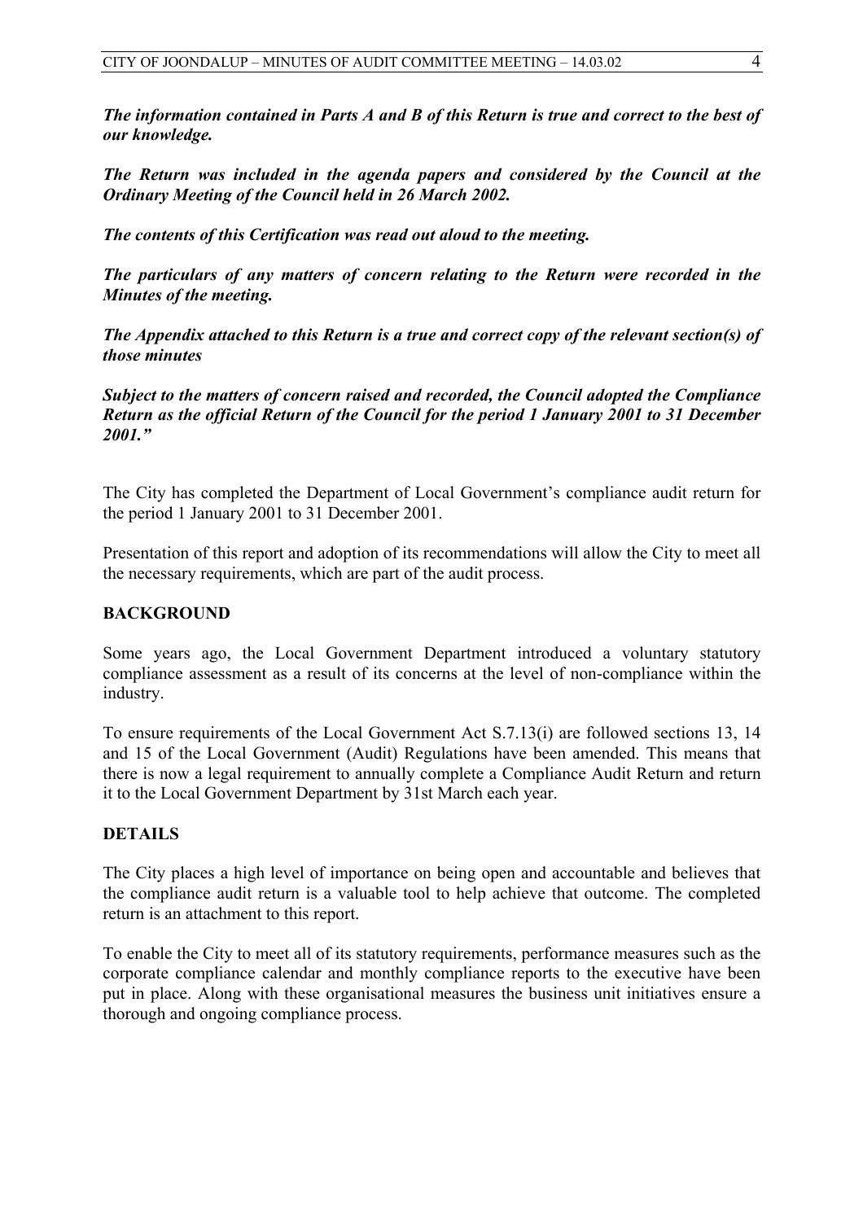***The information contained in Parts A and B of this Return is true and correct to the best of our knowledge.***

***The Return was included in the agenda papers and considered by the Council at the Ordinary Meeting of the Council held in 26 March 2002.***

***The contents of this Certification was read out aloud to the meeting.***

***The particulars of any matters of concern relating to the Return were recorded in the Minutes of the meeting.***

***The Appendix attached to this Return is a true and correct copy of the relevant section(s) of those minutes***

***Subject to the matters of concern raised and recorded, the Council adopted the Compliance Return as the official Return of the Council for the period 1 January 2001 to 31 December 2001."***

The City has completed the Department of Local Government's compliance audit return for the period 1 January 2001 to 31 December 2001.

Presentation of this report and adoption of its recommendations will allow the City to meet all the necessary requirements, which are part of the audit process.

## BACKGROUND

Some years ago, the Local Government Department introduced a voluntary statutory compliance assessment as a result of its concerns at the level of non-compliance within the industry.

To ensure requirements of the Local Government Act S.7.13(i) are followed sections 13, 14 and 15 of the Local Government (Audit) Regulations have been amended. This means that there is now a legal requirement to annually complete a Compliance Audit Return and return it to the Local Government Department by 31st March each year.

## DETAILS

The City places a high level of importance on being open and accountable and believes that the compliance audit return is a valuable tool to help achieve that outcome. The completed return is an attachment to this report.

To enable the City to meet all of its statutory requirements, performance measures such as the corporate compliance calendar and monthly compliance reports to the executive have been put in place. Along with these organisational measures the business unit initiatives ensure a thorough and ongoing compliance process.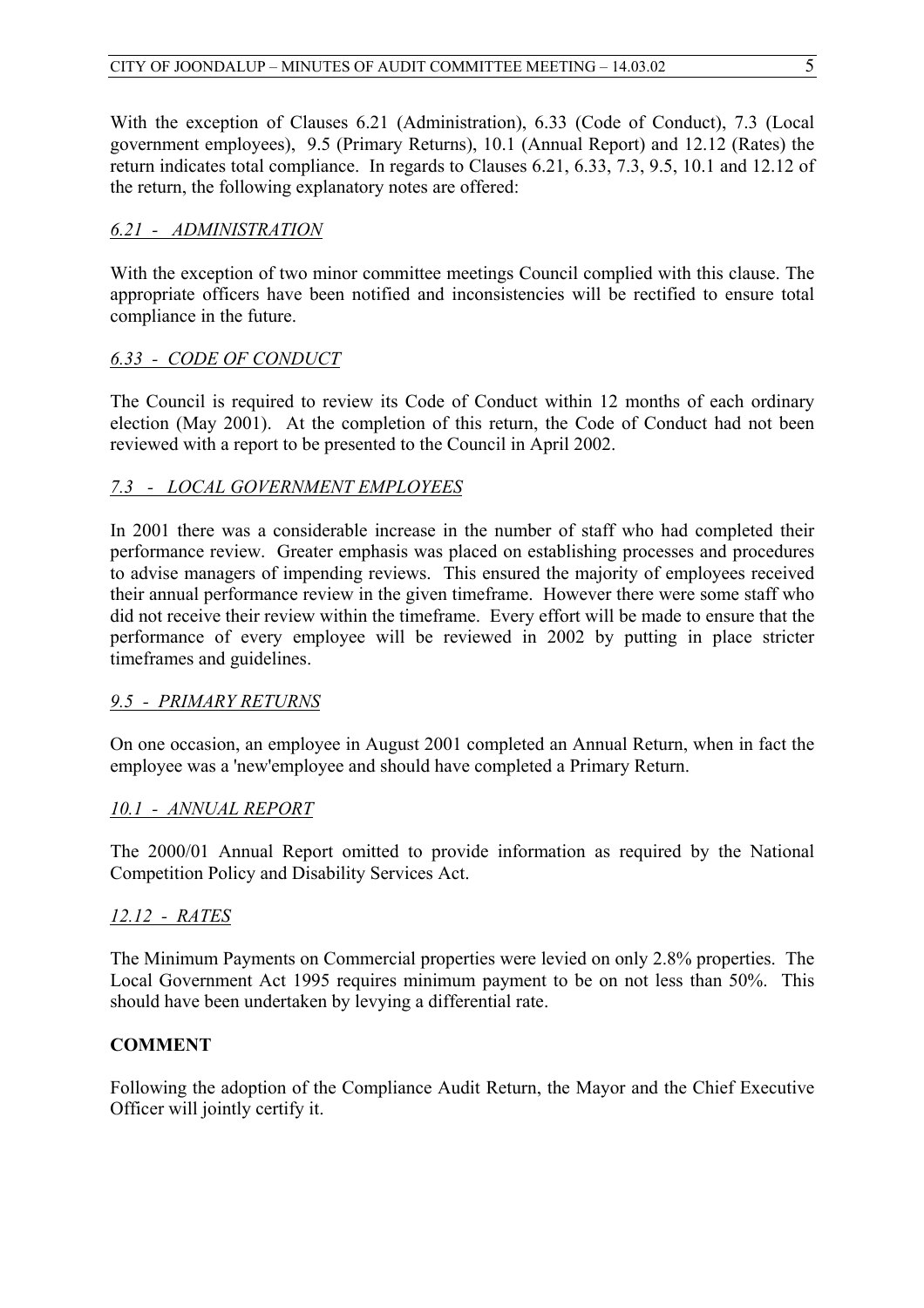With the exception of Clauses 6.21 (Administration), 6.33 (Code of Conduct), 7.3 (Local government employees), 9.5 (Primary Returns), 10.1 (Annual Report) and 12.12 (Rates) the return indicates total compliance. In regards to Clauses 6.21, 6.33, 7.3, 9.5, 10.1 and 12.12 of the return, the following explanatory notes are offered:

*6.21 - ADMINISTRATION*

With the exception of two minor committee meetings Council complied with this clause. The appropriate officers have been notified and inconsistencies will be rectified to ensure total compliance in the future.

*6.33 - CODE OF CONDUCT*

The Council is required to review its Code of Conduct within 12 months of each ordinary election (May 2001). At the completion of this return, the Code of Conduct had not been reviewed with a report to be presented to the Council in April 2002.

*7.3 - LOCAL GOVERNMENT EMPLOYEES*

In 2001 there was a considerable increase in the number of staff who had completed their performance review. Greater emphasis was placed on establishing processes and procedures to advise managers of impending reviews. This ensured the majority of employees received their annual performance review in the given timeframe. However there were some staff who did not receive their review within the timeframe. Every effort will be made to ensure that the performance of every employee will be reviewed in 2002 by putting in place stricter timeframes and guidelines.

*9.5 - PRIMARY RETURNS*

On one occasion, an employee in August 2001 completed an Annual Return, when in fact the employee was a 'new'employee and should have completed a Primary Return.

*10.1 - ANNUAL REPORT*

The 2000/01 Annual Report omitted to provide information as required by the National Competition Policy and Disability Services Act.

*12.12 - RATES*

The Minimum Payments on Commercial properties were levied on only 2.8% properties. The Local Government Act 1995 requires minimum payment to be on not less than 50%. This should have been undertaken by levying a differential rate.

**COMMENT**

Following the adoption of the Compliance Audit Return, the Mayor and the Chief Executive Officer will jointly certify it.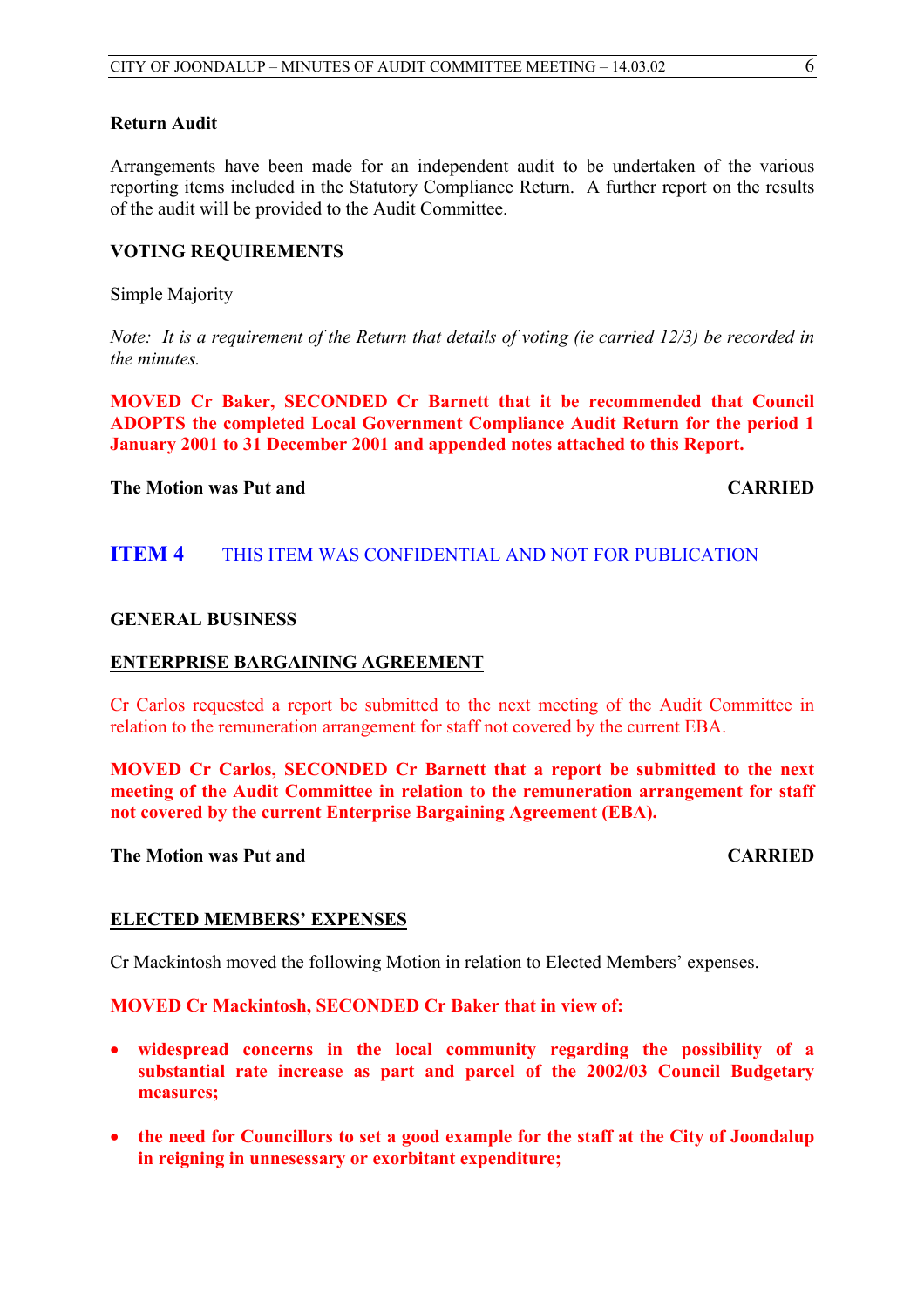**Return Audit**

Arrangements have been made for an independent audit to be undertaken of the various reporting items included in the Statutory Compliance Return. A further report on the results of the audit will be provided to the Audit Committee.

**VOTING REQUIREMENTS**

Simple Majority

*Note: It is a requirement of the Return that details of voting (ie carried 12/3) be recorded in the minutes.*

**MOVED Cr Baker, SECONDED Cr Barnett that it be recommended that Council ADOPTS the completed Local Government Compliance Audit Return for the period 1 January 2001 to 31 December 2001 and appended notes attached to this Report.**

**The Motion was Put and CARRIED**

## ITEM 4 THIS ITEM WAS CONFIDENTIAL AND NOT FOR PUBLICATION

**GENERAL BUSINESS**

**ENTERPRISE BARGAINING AGREEMENT**

Cr Carlos requested a report be submitted to the next meeting of the Audit Committee in relation to the remuneration arrangement for staff not covered by the current EBA.

**MOVED Cr Carlos, SECONDED Cr Barnett that a report be submitted to the next meeting of the Audit Committee in relation to the remuneration arrangement for staff not covered by the current Enterprise Bargaining Agreement (EBA).**

**The Motion was Put and CARRIED**

**ELECTED MEMBERS' EXPENSES**

Cr Mackintosh moved the following Motion in relation to Elected Members' expenses.

**MOVED Cr Mackintosh, SECONDED Cr Baker that in view of:**

- **widespread concerns in the local community regarding the possibility of a substantial rate increase as part and parcel of the 2002/03 Council Budgetary measures;**
- **the need for Councillors to set a good example for the staff at the City of Joondalup in reigning in unnesessary or exorbitant expenditure;**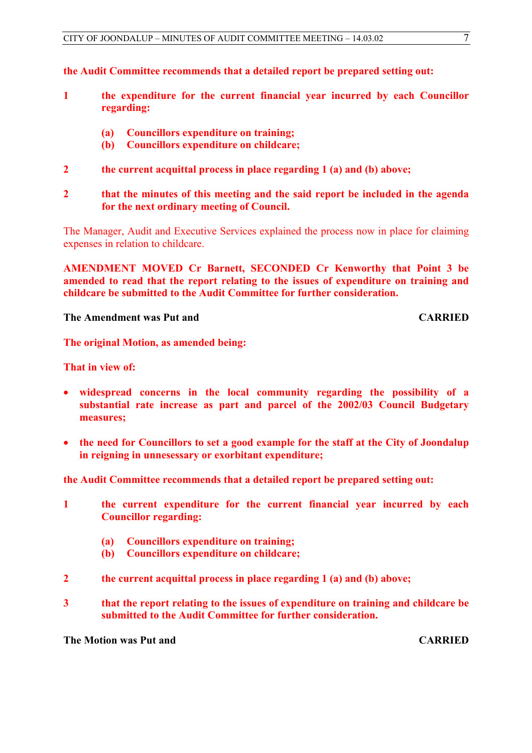**the Audit Committee recommends that a detailed report be prepared setting out:**

**1 the expenditure for the current financial year incurred by each Councillor regarding:**

- **(a) Councillors expenditure on training;**
- **(b) Councillors expenditure on childcare;**

**2 the current acquittal process in place regarding 1 (a) and (b) above;**

**2 that the minutes of this meeting and the said report be included in the agenda for the next ordinary meeting of Council.**

The Manager, Audit and Executive Services explained the process now in place for claiming expenses in relation to childcare.

**AMENDMENT MOVED Cr Barnett, SECONDED Cr Kenworthy that Point 3 be amended to read that the report relating to the issues of expenditure on training and childcare be submitted to the Audit Committee for further consideration.**

**The Amendment was Put and CARRIED**

**The original Motion, as amended being:**

**That in view of:**

- **widespread concerns in the local community regarding the possibility of a substantial rate increase as part and parcel of the 2002/03 Council Budgetary measures;**
- **the need for Councillors to set a good example for the staff at the City of Joondalup in reigning in unnesessary or exorbitant expenditure;**

**the Audit Committee recommends that a detailed report be prepared setting out:**

**1 the current expenditure for the current financial year incurred by each Councillor regarding:**

- **(a) Councillors expenditure on training;**
- **(b) Councillors expenditure on childcare;**

**2 the current acquittal process in place regarding 1 (a) and (b) above;**

**3 that the report relating to the issues of expenditure on training and childcare be submitted to the Audit Committee for further consideration.**

**The Motion was Put and CARRIED**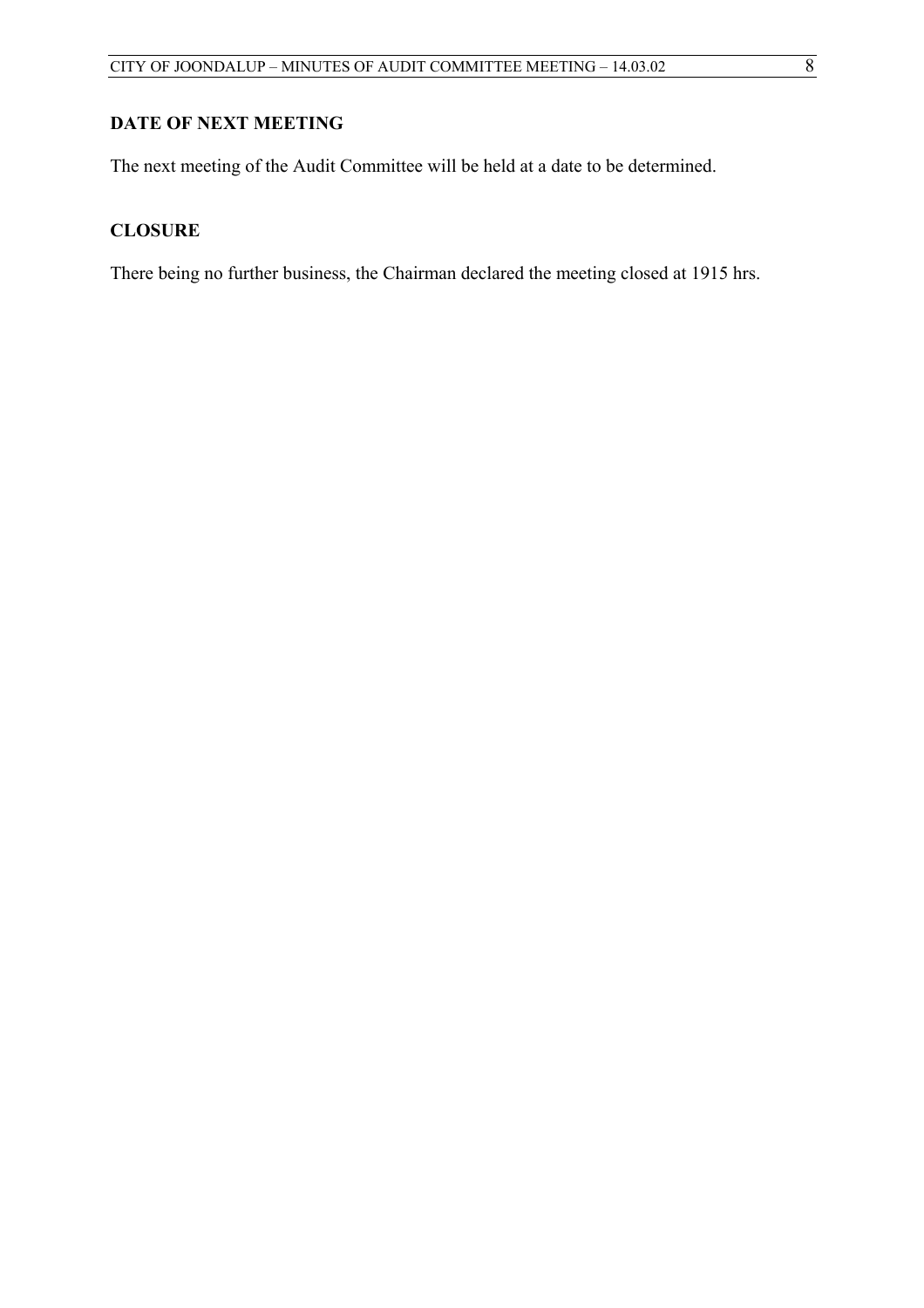**DATE OF NEXT MEETING**

The next meeting of the Audit Committee will be held at a date to be determined.

**CLOSURE**

There being no further business, the Chairman declared the meeting closed at 1915 hrs.